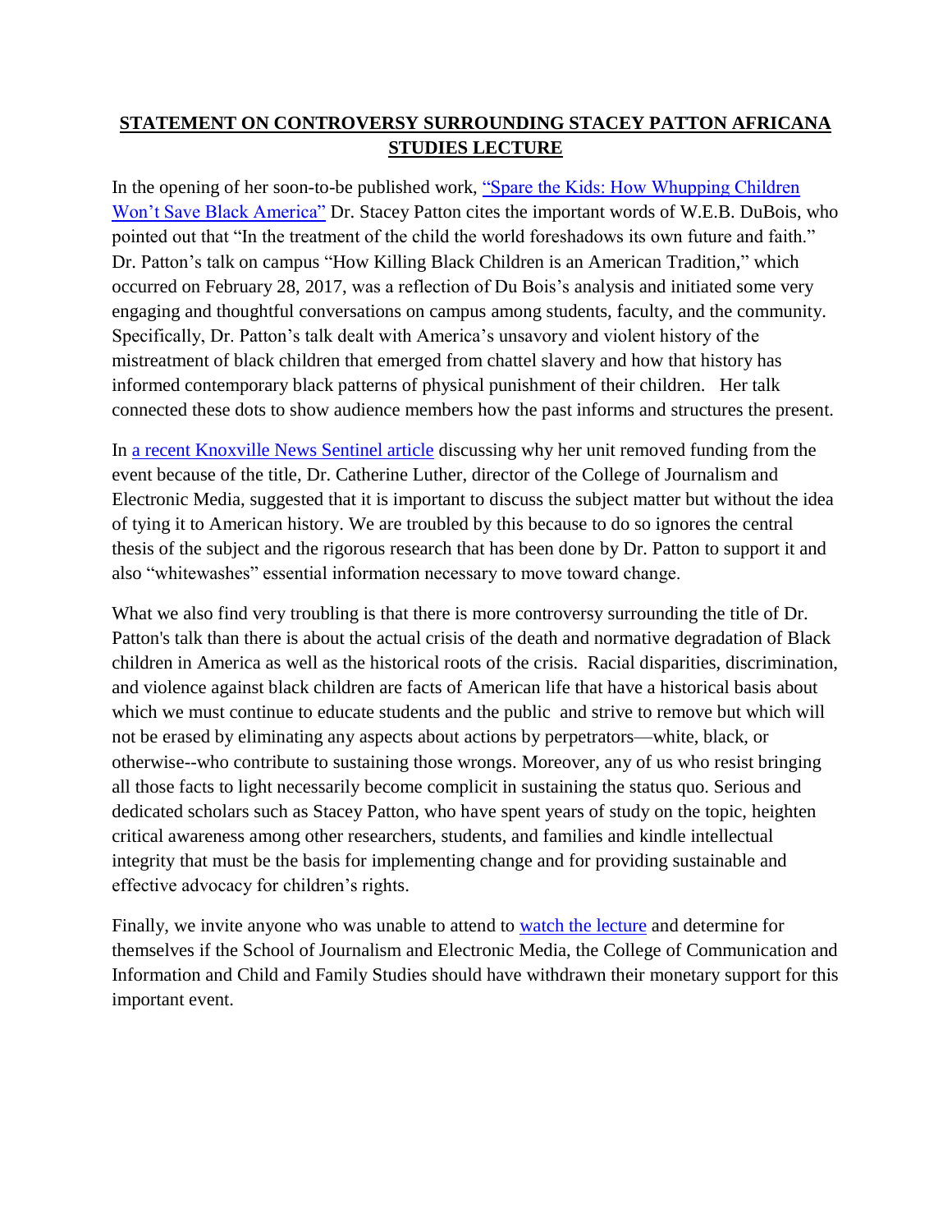# **STATEMENT ON CONTROVERSY SURROUNDING STACEY PATTON AFRICANA STUDIES LECTURE**

In the opening of her soon-to-be published work, "Spare the Kids: How Whupping Children Won't Save Black America" Dr. Stacey Patton cites the important words of W.E.B. DuBois, who pointed out that "In the treatment of the child the world foreshadows its own future and faith." Dr. Patton's talk on campus "How Killing Black Children is an American Tradition," which occurred on February 28, 2017, was a reflection of Du Bois's analysis and initiated some very engaging and thoughtful conversations on campus among students, faculty, and the community. Specifically, Dr. Patton's talk dealt with America's unsavory and violent history of the mistreatment of black children that emerged from chattel slavery and how that history has informed contemporary black patterns of physical punishment of their children. Her talk connected these dots to show audience members how the past informs and structures the present.

In a recent Knoxville News Sentinel article discussing why her unit removed funding from the event because of the title, Dr. Catherine Luther, director of the College of Journalism and Electronic Media, suggested that it is important to discuss the subject matter but without the idea of tying it to American history. We are troubled by this because to do so ignores the central thesis of the subject and the rigorous research that has been done by Dr. Patton to support it and also "whitewashes" essential information necessary to move toward change.

What we also find very troubling is that there is more controversy surrounding the title of Dr. Patton's talk than there is about the actual crisis of the death and normative degradation of Black children in America as well as the historical roots of the crisis. Racial disparities, discrimination, and violence against black children are facts of American life that have a historical basis about which we must continue to educate students and the public and strive to remove but which will not be erased by eliminating any aspects about actions by perpetrators—white, black, or otherwise--who contribute to sustaining those wrongs. Moreover, any of us who resist bringing all those facts to light necessarily become complicit in sustaining the status quo. Serious and dedicated scholars such as Stacey Patton, who have spent years of study on the topic, heighten critical awareness among other researchers, students, and families and kindle intellectual integrity that must be the basis for implementing change and for providing sustainable and effective advocacy for children's rights.

Finally, we invite anyone who was unable to attend to watch the lecture and determine for themselves if the School of Journalism and Electronic Media, the College of Communication and Information and Child and Family Studies should have withdrawn their monetary support for this important event.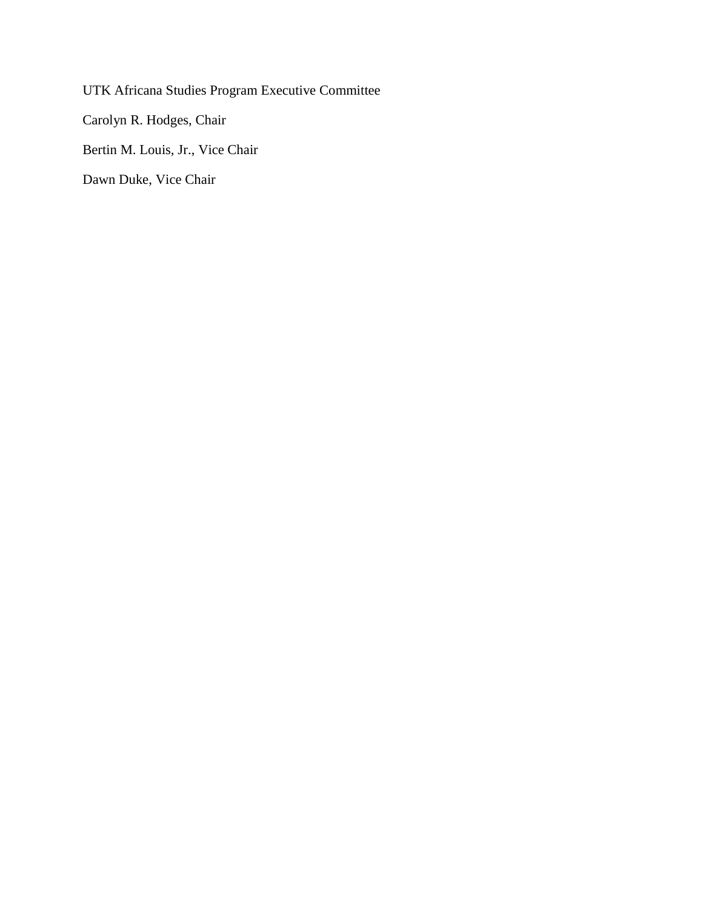UTK Africana Studies Program Executive Committee

Carolyn R. Hodges, Chair

Bertin M. Louis, Jr., Vice Chair

Dawn Duke, Vice Chair